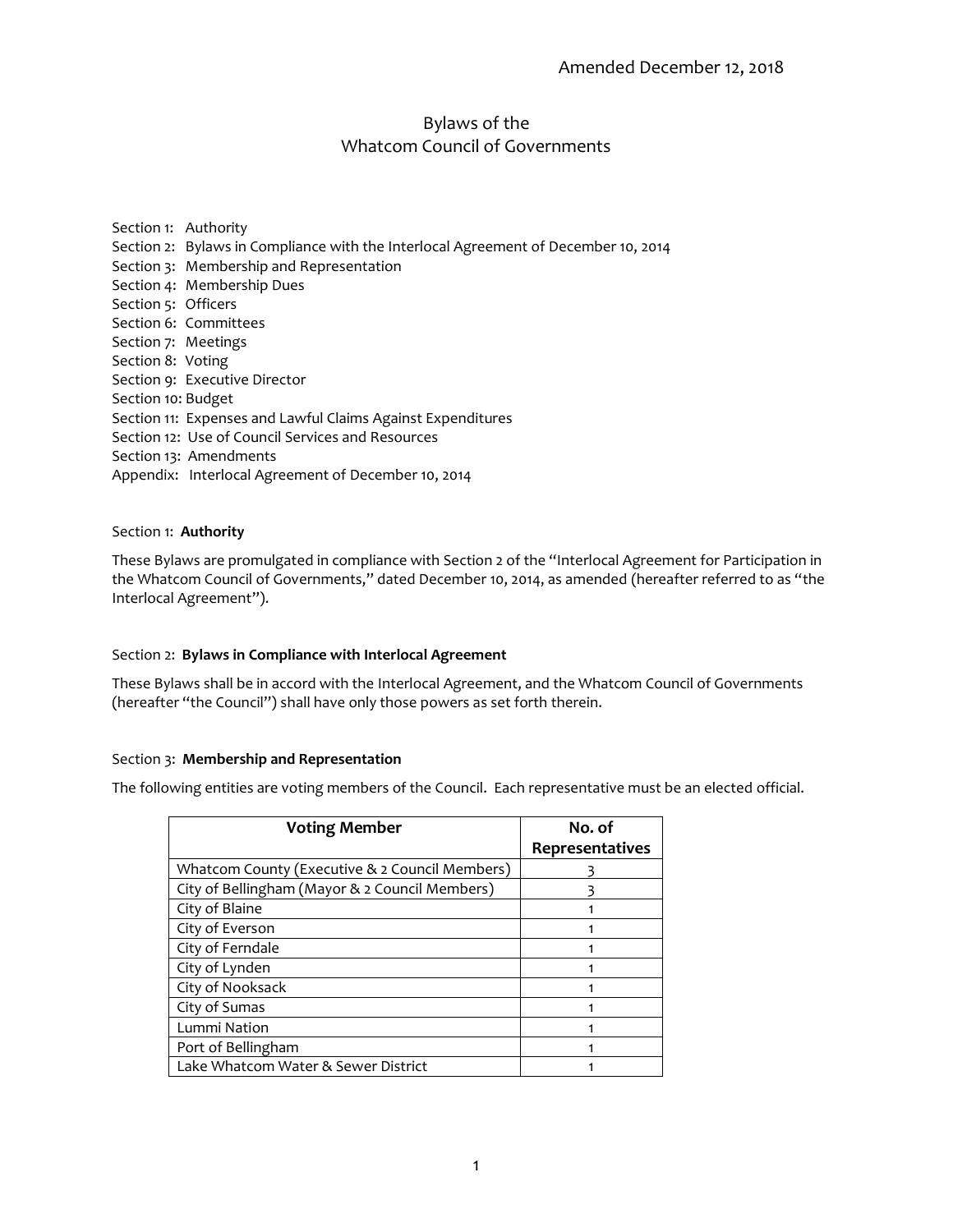Amended December 12, 2018

# Bylaws of the Whatcom Council of Governments

Section 1: Authority
Section 2: Bylaws in Compliance with the Interlocal Agreement of December 10, 2014
Section 3: Membership and Representation
Section 4: Membership Dues
Section 5: Officers
Section 6: Committees
Section 7: Meetings
Section 8: Voting
Section 9: Executive Director
Section 10: Budget
Section 11: Expenses and Lawful Claims Against Expenditures
Section 12: Use of Council Services and Resources
Section 13: Amendments
Appendix: Interlocal Agreement of December 10, 2014

## Section 1: **Authority**

These Bylaws are promulgated in compliance with Section 2 of the "Interlocal Agreement for Participation in the Whatcom Council of Governments," dated December 10, 2014, as amended (hereafter referred to as "the Interlocal Agreement").

## Section 2: **Bylaws in Compliance with Interlocal Agreement**

These Bylaws shall be in accord with the Interlocal Agreement, and the Whatcom Council of Governments (hereafter "the Council") shall have only those powers as set forth therein.

## Section 3: **Membership and Representation**

The following entities are voting members of the Council. Each representative must be an elected official.

| Voting Member | No. of Representatives |
|---|---|
| Whatcom County (Executive & 2 Council Members) | 3 |
| City of Bellingham (Mayor & 2 Council Members) | 3 |
| City of Blaine | 1 |
| City of Everson | 1 |
| City of Ferndale | 1 |
| City of Lynden | 1 |
| City of Nooksack | 1 |
| City of Sumas | 1 |
| Lummi Nation | 1 |
| Port of Bellingham | 1 |
| Lake Whatcom Water & Sewer District | 1 |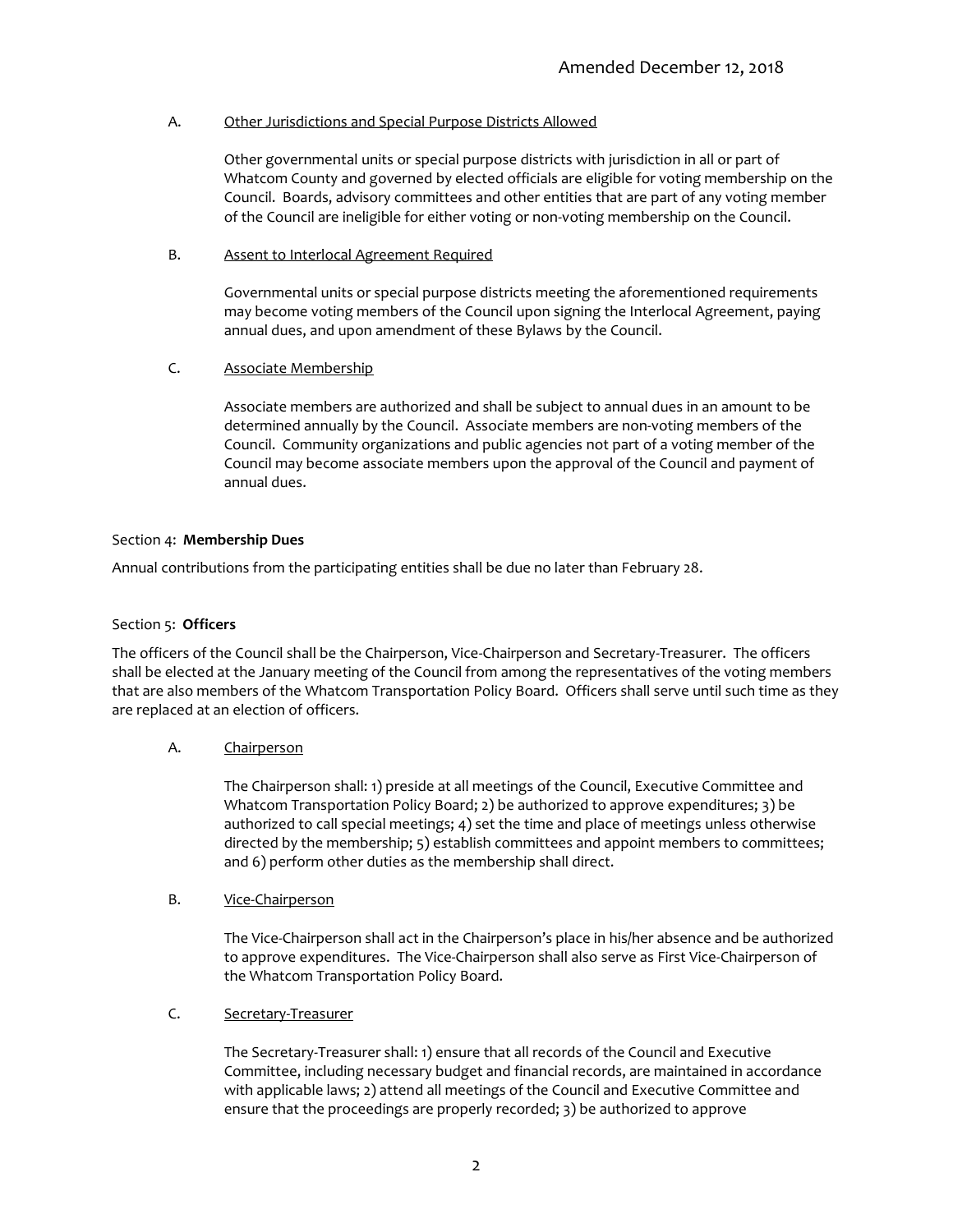A. <u>Other Jurisdictions and Special Purpose Districts Allowed</u>

Other governmental units or special purpose districts with jurisdiction in all or part of Whatcom County and governed by elected officials are eligible for voting membership on the Council. Boards, advisory committees and other entities that are part of any voting member of the Council are ineligible for either voting or non-voting membership on the Council.

B. <u>Assent to Interlocal Agreement Required</u>

Governmental units or special purpose districts meeting the aforementioned requirements may become voting members of the Council upon signing the Interlocal Agreement, paying annual dues, and upon amendment of these Bylaws by the Council.

C. <u>Associate Membership</u>

Associate members are authorized and shall be subject to annual dues in an amount to be determined annually by the Council. Associate members are non-voting members of the Council. Community organizations and public agencies not part of a voting member of the Council may become associate members upon the approval of the Council and payment of annual dues.

Section 4: **Membership Dues**

Annual contributions from the participating entities shall be due no later than February 28.

Section 5: **Officers**

The officers of the Council shall be the Chairperson, Vice-Chairperson and Secretary-Treasurer. The officers shall be elected at the January meeting of the Council from among the representatives of the voting members that are also members of the Whatcom Transportation Policy Board. Officers shall serve until such time as they are replaced at an election of officers.

A. <u>Chairperson</u>

The Chairperson shall: 1) preside at all meetings of the Council, Executive Committee and Whatcom Transportation Policy Board; 2) be authorized to approve expenditures; 3) be authorized to call special meetings; 4) set the time and place of meetings unless otherwise directed by the membership; 5) establish committees and appoint members to committees; and 6) perform other duties as the membership shall direct.

B. <u>Vice-Chairperson</u>

The Vice-Chairperson shall act in the Chairperson's place in his/her absence and be authorized to approve expenditures. The Vice-Chairperson shall also serve as First Vice-Chairperson of the Whatcom Transportation Policy Board.

C. <u>Secretary-Treasurer</u>

The Secretary-Treasurer shall: 1) ensure that all records of the Council and Executive Committee, including necessary budget and financial records, are maintained in accordance with applicable laws; 2) attend all meetings of the Council and Executive Committee and ensure that the proceedings are properly recorded; 3) be authorized to approve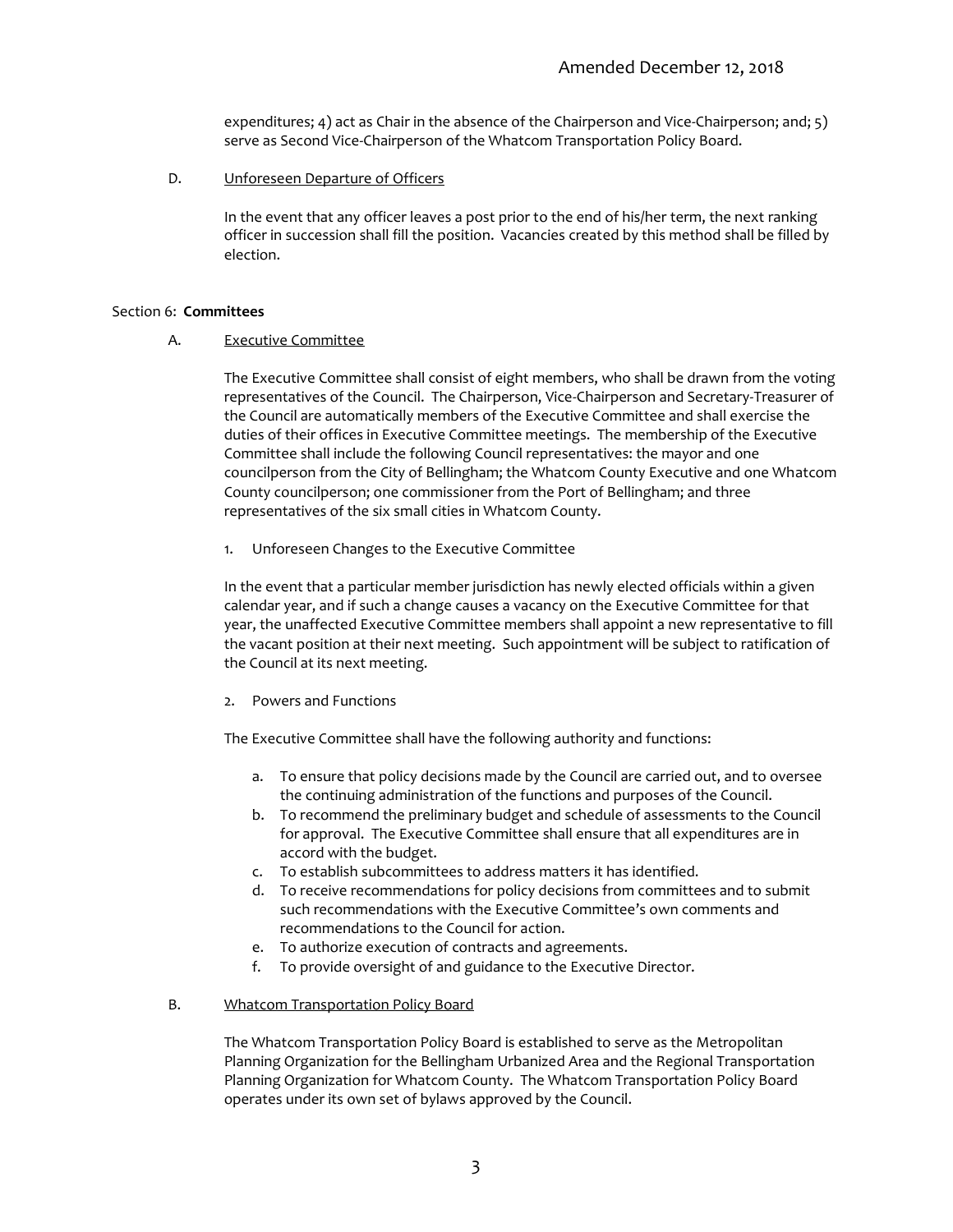expenditures; 4) act as Chair in the absence of the Chairperson and Vice-Chairperson; and; 5) serve as Second Vice-Chairperson of the Whatcom Transportation Policy Board.

D. Unforeseen Departure of Officers

In the event that any officer leaves a post prior to the end of his/her term, the next ranking officer in succession shall fill the position. Vacancies created by this method shall be filled by election.

## Section 6: **Committees**

A. Executive Committee

The Executive Committee shall consist of eight members, who shall be drawn from the voting representatives of the Council. The Chairperson, Vice-Chairperson and Secretary-Treasurer of the Council are automatically members of the Executive Committee and shall exercise the duties of their offices in Executive Committee meetings. The membership of the Executive Committee shall include the following Council representatives: the mayor and one councilperson from the City of Bellingham; the Whatcom County Executive and one Whatcom County councilperson; one commissioner from the Port of Bellingham; and three representatives of the six small cities in Whatcom County.

1. Unforeseen Changes to the Executive Committee

In the event that a particular member jurisdiction has newly elected officials within a given calendar year, and if such a change causes a vacancy on the Executive Committee for that year, the unaffected Executive Committee members shall appoint a new representative to fill the vacant position at their next meeting. Such appointment will be subject to ratification of the Council at its next meeting.

2. Powers and Functions

The Executive Committee shall have the following authority and functions:

a. To ensure that policy decisions made by the Council are carried out, and to oversee the continuing administration of the functions and purposes of the Council.
b. To recommend the preliminary budget and schedule of assessments to the Council for approval. The Executive Committee shall ensure that all expenditures are in accord with the budget.
c. To establish subcommittees to address matters it has identified.
d. To receive recommendations for policy decisions from committees and to submit such recommendations with the Executive Committee's own comments and recommendations to the Council for action.
e. To authorize execution of contracts and agreements.
f. To provide oversight of and guidance to the Executive Director.

B. Whatcom Transportation Policy Board

The Whatcom Transportation Policy Board is established to serve as the Metropolitan Planning Organization for the Bellingham Urbanized Area and the Regional Transportation Planning Organization for Whatcom County. The Whatcom Transportation Policy Board operates under its own set of bylaws approved by the Council.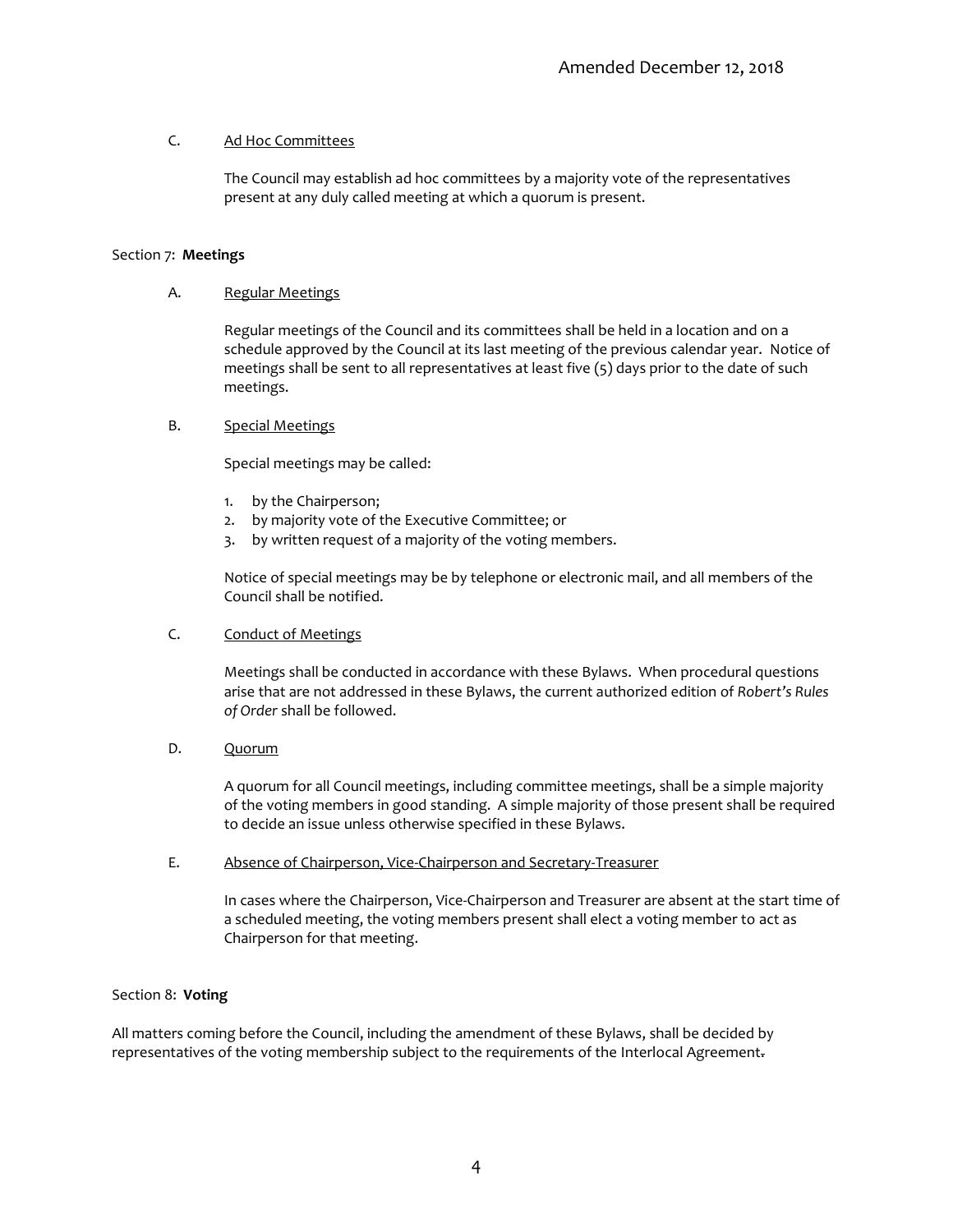C. Ad Hoc Committees

The Council may establish ad hoc committees by a majority vote of the representatives present at any duly called meeting at which a quorum is present.

Section 7: **Meetings**

A. Regular Meetings

Regular meetings of the Council and its committees shall be held in a location and on a schedule approved by the Council at its last meeting of the previous calendar year. Notice of meetings shall be sent to all representatives at least five (5) days prior to the date of such meetings.

B. Special Meetings

Special meetings may be called:

1. by the Chairperson;
2. by majority vote of the Executive Committee; or
3. by written request of a majority of the voting members.

Notice of special meetings may be by telephone or electronic mail, and all members of the Council shall be notified.

C. Conduct of Meetings

Meetings shall be conducted in accordance with these Bylaws. When procedural questions arise that are not addressed in these Bylaws, the current authorized edition of *Robert's Rules of Order* shall be followed.

D. Quorum

A quorum for all Council meetings, including committee meetings, shall be a simple majority of the voting members in good standing. A simple majority of those present shall be required to decide an issue unless otherwise specified in these Bylaws.

E. Absence of Chairperson, Vice-Chairperson and Secretary-Treasurer

In cases where the Chairperson, Vice-Chairperson and Treasurer are absent at the start time of a scheduled meeting, the voting members present shall elect a voting member to act as Chairperson for that meeting.

Section 8: **Voting**

All matters coming before the Council, including the amendment of these Bylaws, shall be decided by representatives of the voting membership subject to the requirements of the Interlocal Agreement.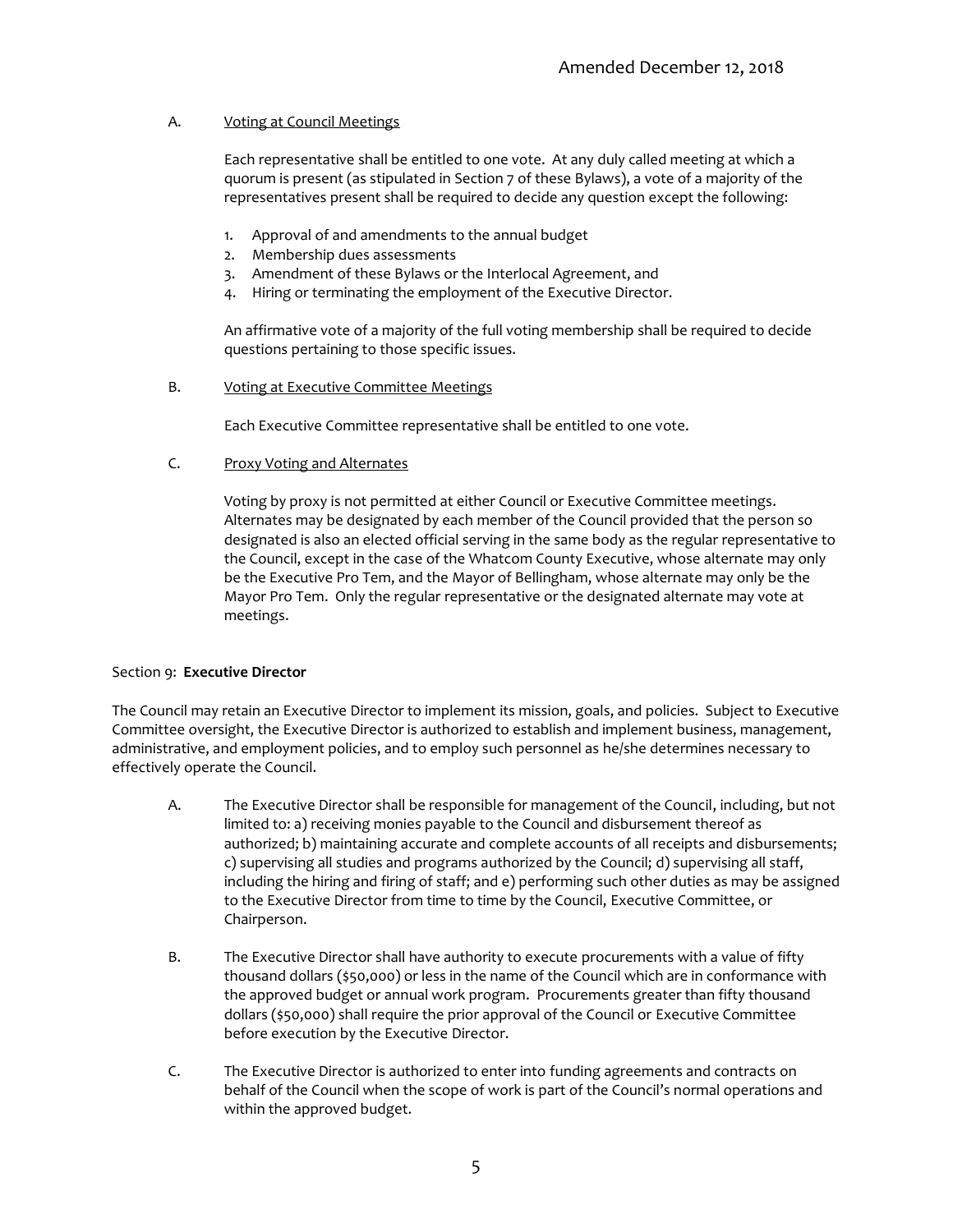A. Voting at Council Meetings

Each representative shall be entitled to one vote. At any duly called meeting at which a quorum is present (as stipulated in Section 7 of these Bylaws), a vote of a majority of the representatives present shall be required to decide any question except the following:

1. Approval of and amendments to the annual budget
2. Membership dues assessments
3. Amendment of these Bylaws or the Interlocal Agreement, and
4. Hiring or terminating the employment of the Executive Director.

An affirmative vote of a majority of the full voting membership shall be required to decide questions pertaining to those specific issues.

B. Voting at Executive Committee Meetings

Each Executive Committee representative shall be entitled to one vote.

C. Proxy Voting and Alternates

Voting by proxy is not permitted at either Council or Executive Committee meetings. Alternates may be designated by each member of the Council provided that the person so designated is also an elected official serving in the same body as the regular representative to the Council, except in the case of the Whatcom County Executive, whose alternate may only be the Executive Pro Tem, and the Mayor of Bellingham, whose alternate may only be the Mayor Pro Tem. Only the regular representative or the designated alternate may vote at meetings.

## Section 9: **Executive Director**

The Council may retain an Executive Director to implement its mission, goals, and policies. Subject to Executive Committee oversight, the Executive Director is authorized to establish and implement business, management, administrative, and employment policies, and to employ such personnel as he/she determines necessary to effectively operate the Council.

A. The Executive Director shall be responsible for management of the Council, including, but not limited to: a) receiving monies payable to the Council and disbursement thereof as authorized; b) maintaining accurate and complete accounts of all receipts and disbursements; c) supervising all studies and programs authorized by the Council; d) supervising all staff, including the hiring and firing of staff; and e) performing such other duties as may be assigned to the Executive Director from time to time by the Council, Executive Committee, or Chairperson.

B. The Executive Director shall have authority to execute procurements with a value of fifty thousand dollars ($50,000) or less in the name of the Council which are in conformance with the approved budget or annual work program. Procurements greater than fifty thousand dollars ($50,000) shall require the prior approval of the Council or Executive Committee before execution by the Executive Director.

C. The Executive Director is authorized to enter into funding agreements and contracts on behalf of the Council when the scope of work is part of the Council's normal operations and within the approved budget.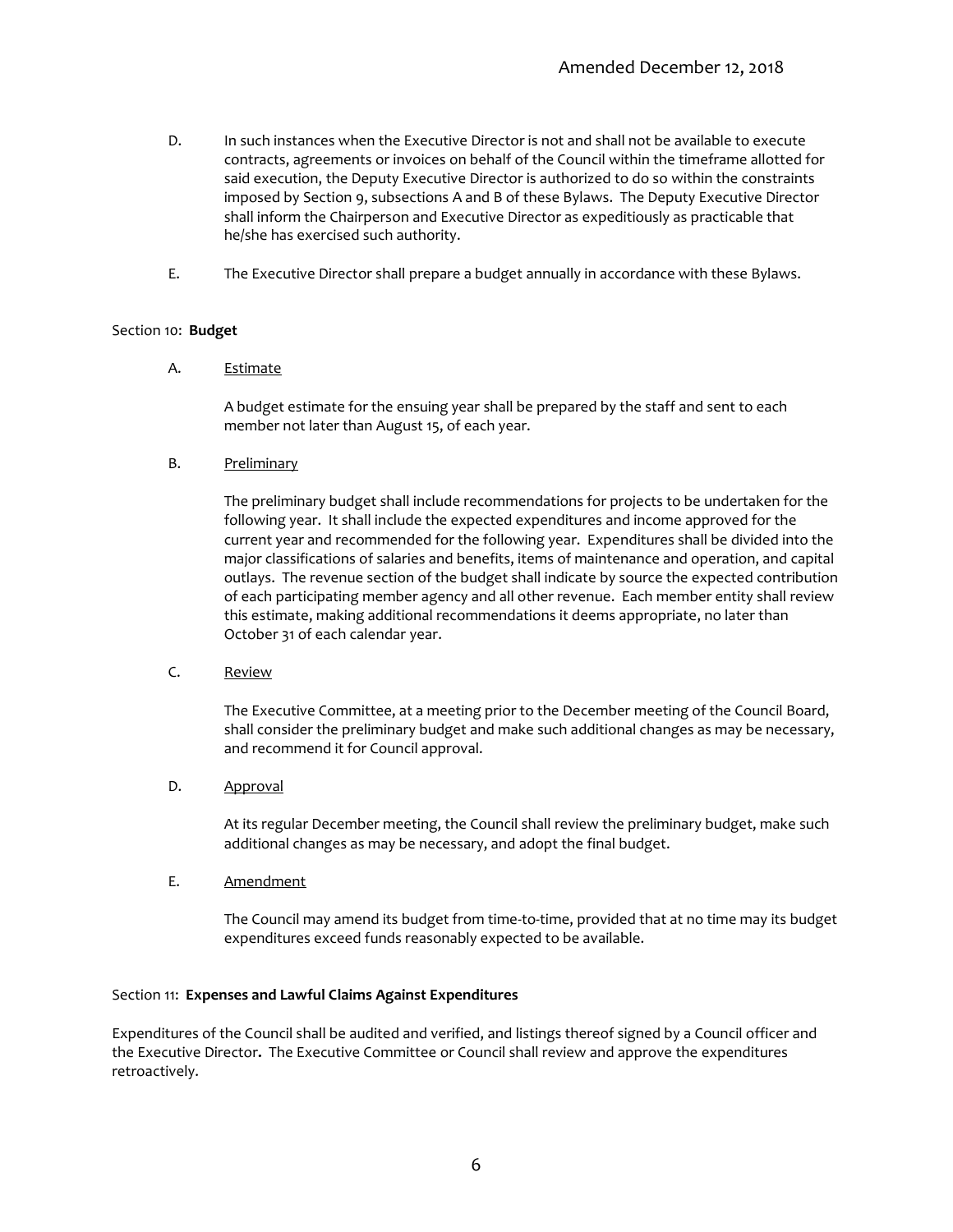D. In such instances when the Executive Director is not and shall not be available to execute contracts, agreements or invoices on behalf of the Council within the timeframe allotted for said execution, the Deputy Executive Director is authorized to do so within the constraints imposed by Section 9, subsections A and B of these Bylaws. The Deputy Executive Director shall inform the Chairperson and Executive Director as expeditiously as practicable that he/she has exercised such authority.

E. The Executive Director shall prepare a budget annually in accordance with these Bylaws.

Section 10: **Budget**

A. Estimate

A budget estimate for the ensuing year shall be prepared by the staff and sent to each member not later than August 15, of each year.

B. Preliminary

The preliminary budget shall include recommendations for projects to be undertaken for the following year. It shall include the expected expenditures and income approved for the current year and recommended for the following year. Expenditures shall be divided into the major classifications of salaries and benefits, items of maintenance and operation, and capital outlays. The revenue section of the budget shall indicate by source the expected contribution of each participating member agency and all other revenue. Each member entity shall review this estimate, making additional recommendations it deems appropriate, no later than October 31 of each calendar year.

C. Review

The Executive Committee, at a meeting prior to the December meeting of the Council Board, shall consider the preliminary budget and make such additional changes as may be necessary, and recommend it for Council approval.

D. Approval

At its regular December meeting, the Council shall review the preliminary budget, make such additional changes as may be necessary, and adopt the final budget.

E. Amendment

The Council may amend its budget from time-to-time, provided that at no time may its budget expenditures exceed funds reasonably expected to be available.

Section 11: **Expenses and Lawful Claims Against Expenditures**

Expenditures of the Council shall be audited and verified, and listings thereof signed by a Council officer and the Executive Director. The Executive Committee or Council shall review and approve the expenditures retroactively.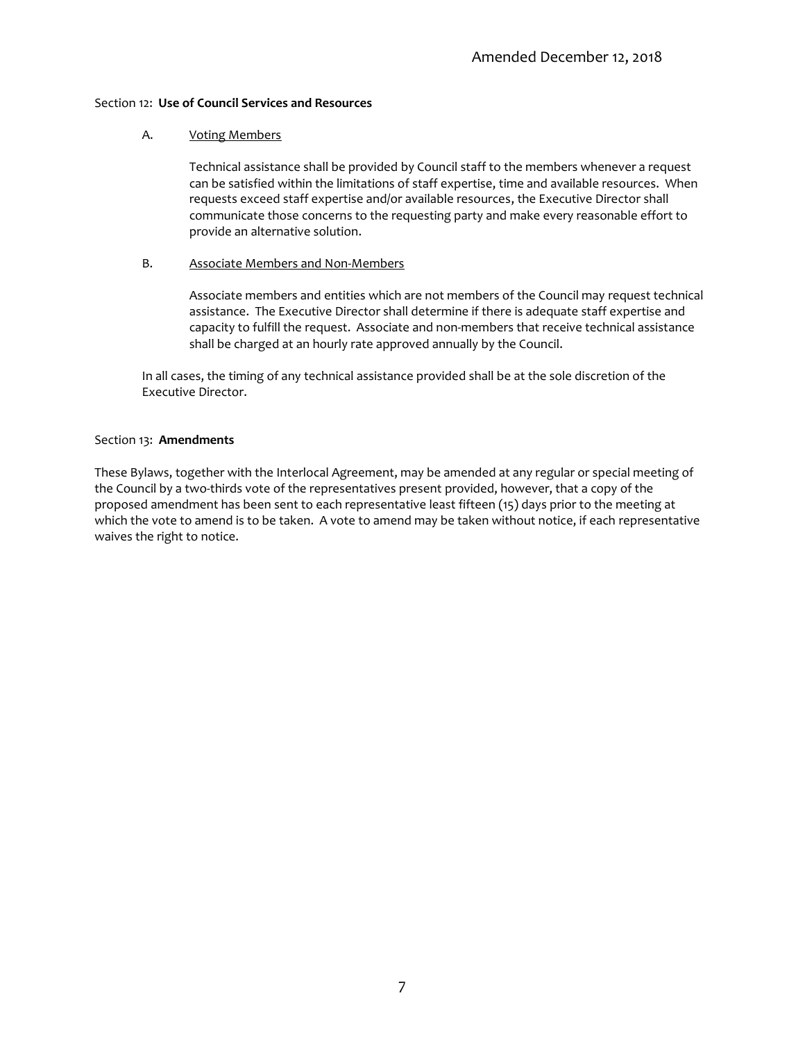Section 12: **Use of Council Services and Resources**

A. Voting Members

Technical assistance shall be provided by Council staff to the members whenever a request can be satisfied within the limitations of staff expertise, time and available resources. When requests exceed staff expertise and/or available resources, the Executive Director shall communicate those concerns to the requesting party and make every reasonable effort to provide an alternative solution.

B. Associate Members and Non-Members

Associate members and entities which are not members of the Council may request technical assistance. The Executive Director shall determine if there is adequate staff expertise and capacity to fulfill the request. Associate and non-members that receive technical assistance shall be charged at an hourly rate approved annually by the Council.

In all cases, the timing of any technical assistance provided shall be at the sole discretion of the Executive Director.

Section 13: **Amendments**

These Bylaws, together with the Interlocal Agreement, may be amended at any regular or special meeting of the Council by a two-thirds vote of the representatives present provided, however, that a copy of the proposed amendment has been sent to each representative least fifteen (15) days prior to the meeting at which the vote to amend is to be taken. A vote to amend may be taken without notice, if each representative waives the right to notice.